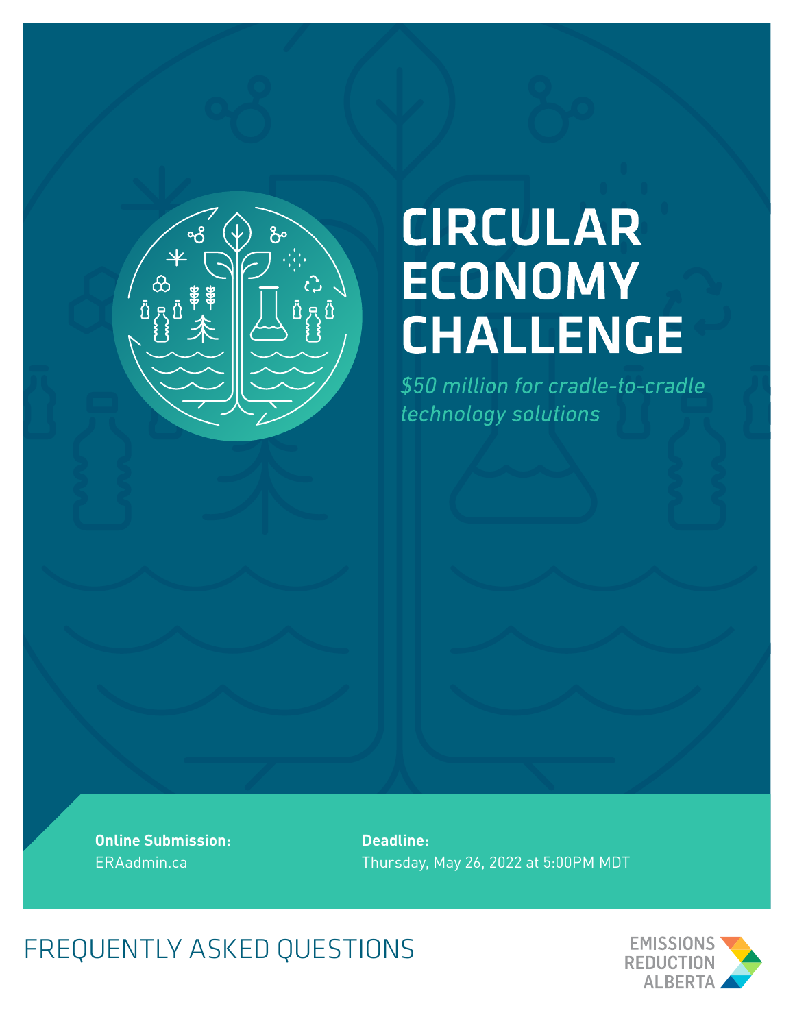# CIRCULAR ECONOMY CHALLENGE

*$50 million for cradle-to-cradle technology solutions*

**Online Submission:**
ERAadmin.ca

**Deadline:**
Thursday, May 26, 2022 at 5:00PM MDT

## FREQUENTLY ASKED QUESTIONS

EMISSIONS REDUCTION ALBERTA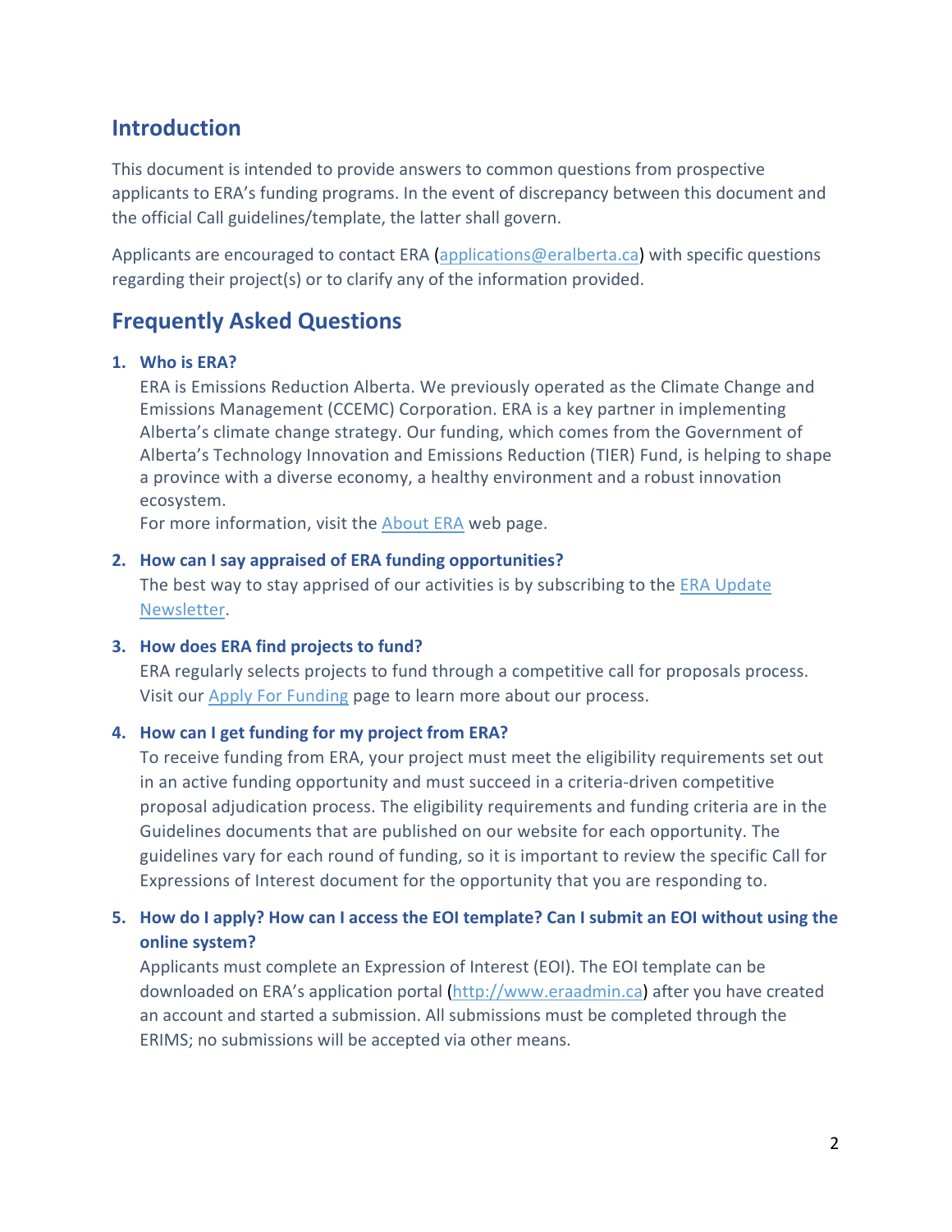## Introduction

This document is intended to provide answers to common questions from prospective applicants to ERA's funding programs. In the event of discrepancy between this document and the official Call guidelines/template, the latter shall govern.

Applicants are encouraged to contact ERA (applications@eralberta.ca) with specific questions regarding their project(s) or to clarify any of the information provided.

## Frequently Asked Questions

1. **Who is ERA?**
   ERA is Emissions Reduction Alberta. We previously operated as the Climate Change and Emissions Management (CCEMC) Corporation. ERA is a key partner in implementing Alberta's climate change strategy. Our funding, which comes from the Government of Alberta's Technology Innovation and Emissions Reduction (TIER) Fund, is helping to shape a province with a diverse economy, a healthy environment and a robust innovation ecosystem.
   For more information, visit the [About ERA]() web page.

2. **How can I say appraised of ERA funding opportunities?**
   The best way to stay apprised of our activities is by subscribing to the [ERA Update Newsletter]().

3. **How does ERA find projects to fund?**
   ERA regularly selects projects to fund through a competitive call for proposals process. Visit our [Apply For Funding]() page to learn more about our process.

4. **How can I get funding for my project from ERA?**
   To receive funding from ERA, your project must meet the eligibility requirements set out in an active funding opportunity and must succeed in a criteria-driven competitive proposal adjudication process. The eligibility requirements and funding criteria are in the Guidelines documents that are published on our website for each opportunity. The guidelines vary for each round of funding, so it is important to review the specific Call for Expressions of Interest document for the opportunity that you are responding to.

5. **How do I apply? How can I access the EOI template? Can I submit an EOI without using the online system?**
   Applicants must complete an Expression of Interest (EOI). The EOI template can be downloaded on ERA's application portal (http://www.eraadmin.ca) after you have created an account and started a submission. All submissions must be completed through the ERIMS; no submissions will be accepted via other means.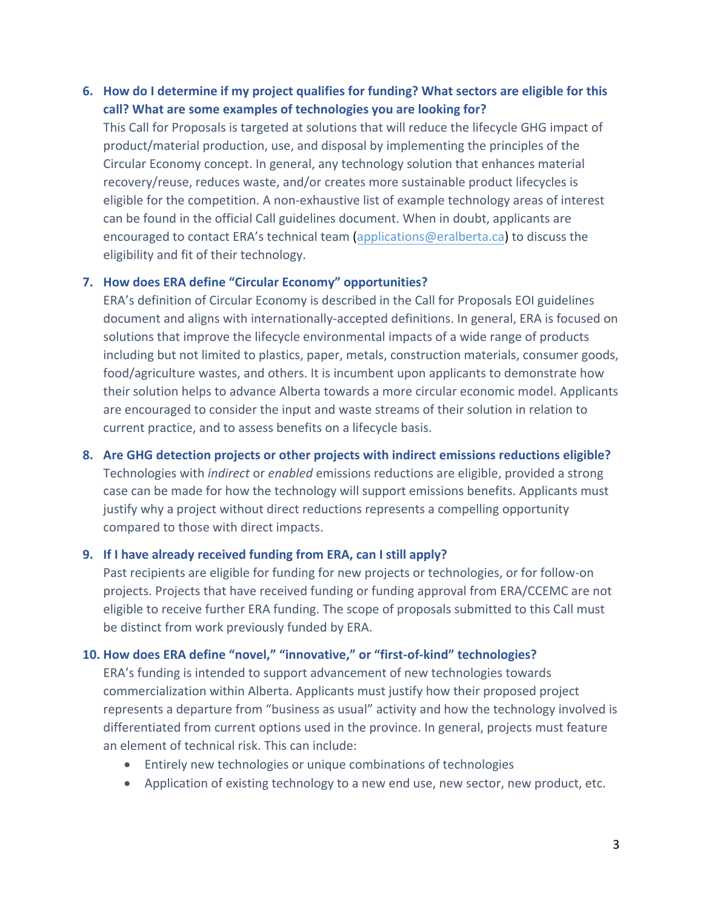6. **How do I determine if my project qualifies for funding? What sectors are eligible for this call? What are some examples of technologies you are looking for?**

   This Call for Proposals is targeted at solutions that will reduce the lifecycle GHG impact of product/material production, use, and disposal by implementing the principles of the Circular Economy concept. In general, any technology solution that enhances material recovery/reuse, reduces waste, and/or creates more sustainable product lifecycles is eligible for the competition. A non-exhaustive list of example technology areas of interest can be found in the official Call guidelines document. When in doubt, applicants are encouraged to contact ERA's technical team (applications@eralberta.ca) to discuss the eligibility and fit of their technology.

7. **How does ERA define "Circular Economy" opportunities?**

   ERA's definition of Circular Economy is described in the Call for Proposals EOI guidelines document and aligns with internationally-accepted definitions. In general, ERA is focused on solutions that improve the lifecycle environmental impacts of a wide range of products including but not limited to plastics, paper, metals, construction materials, consumer goods, food/agriculture wastes, and others. It is incumbent upon applicants to demonstrate how their solution helps to advance Alberta towards a more circular economic model. Applicants are encouraged to consider the input and waste streams of their solution in relation to current practice, and to assess benefits on a lifecycle basis.

8. **Are GHG detection projects or other projects with indirect emissions reductions eligible?**

   Technologies with *indirect* or *enabled* emissions reductions are eligible, provided a strong case can be made for how the technology will support emissions benefits. Applicants must justify why a project without direct reductions represents a compelling opportunity compared to those with direct impacts.

9. **If I have already received funding from ERA, can I still apply?**

   Past recipients are eligible for funding for new projects or technologies, or for follow-on projects. Projects that have received funding or funding approval from ERA/CCEMC are not eligible to receive further ERA funding. The scope of proposals submitted to this Call must be distinct from work previously funded by ERA.

10. **How does ERA define "novel," "innovative," or "first-of-kind" technologies?**

    ERA's funding is intended to support advancement of new technologies towards commercialization within Alberta. Applicants must justify how their proposed project represents a departure from "business as usual" activity and how the technology involved is differentiated from current options used in the province. In general, projects must feature an element of technical risk. This can include:

    - Entirely new technologies or unique combinations of technologies
    - Application of existing technology to a new end use, new sector, new product, etc.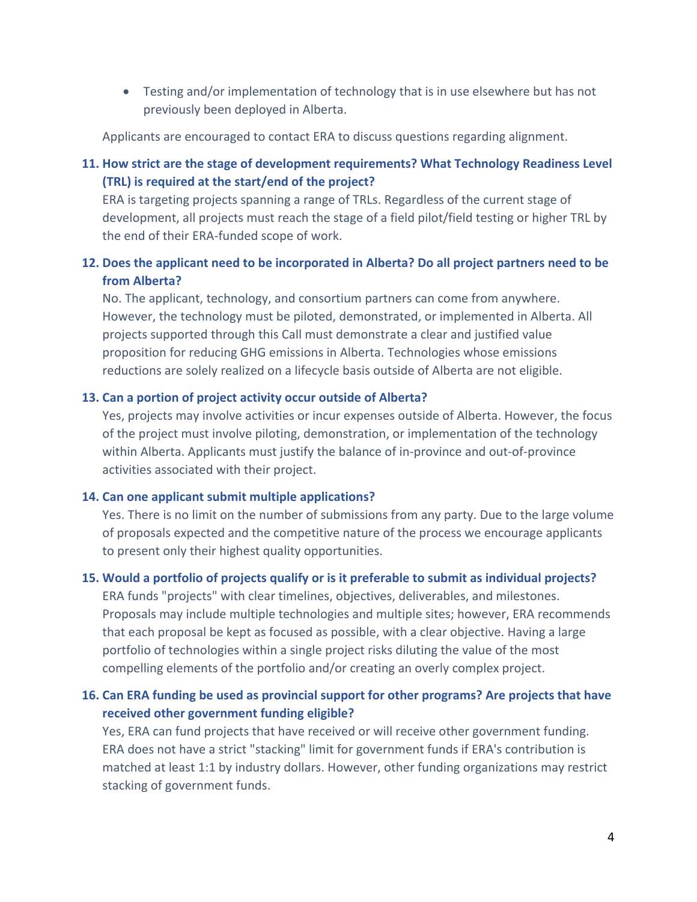- Testing and/or implementation of technology that is in use elsewhere but has not previously been deployed in Alberta.

Applicants are encouraged to contact ERA to discuss questions regarding alignment.

### 11. How strict are the stage of development requirements? What Technology Readiness Level (TRL) is required at the start/end of the project?

ERA is targeting projects spanning a range of TRLs. Regardless of the current stage of development, all projects must reach the stage of a field pilot/field testing or higher TRL by the end of their ERA-funded scope of work.

### 12. Does the applicant need to be incorporated in Alberta? Do all project partners need to be from Alberta?

No. The applicant, technology, and consortium partners can come from anywhere. However, the technology must be piloted, demonstrated, or implemented in Alberta. All projects supported through this Call must demonstrate a clear and justified value proposition for reducing GHG emissions in Alberta. Technologies whose emissions reductions are solely realized on a lifecycle basis outside of Alberta are not eligible.

### 13. Can a portion of project activity occur outside of Alberta?

Yes, projects may involve activities or incur expenses outside of Alberta. However, the focus of the project must involve piloting, demonstration, or implementation of the technology within Alberta. Applicants must justify the balance of in-province and out-of-province activities associated with their project.

### 14. Can one applicant submit multiple applications?

Yes. There is no limit on the number of submissions from any party. Due to the large volume of proposals expected and the competitive nature of the process we encourage applicants to present only their highest quality opportunities.

### 15. Would a portfolio of projects qualify or is it preferable to submit as individual projects?

ERA funds "projects" with clear timelines, objectives, deliverables, and milestones. Proposals may include multiple technologies and multiple sites; however, ERA recommends that each proposal be kept as focused as possible, with a clear objective. Having a large portfolio of technologies within a single project risks diluting the value of the most compelling elements of the portfolio and/or creating an overly complex project.

### 16. Can ERA funding be used as provincial support for other programs? Are projects that have received other government funding eligible?

Yes, ERA can fund projects that have received or will receive other government funding. ERA does not have a strict "stacking" limit for government funds if ERA's contribution is matched at least 1:1 by industry dollars. However, other funding organizations may restrict stacking of government funds.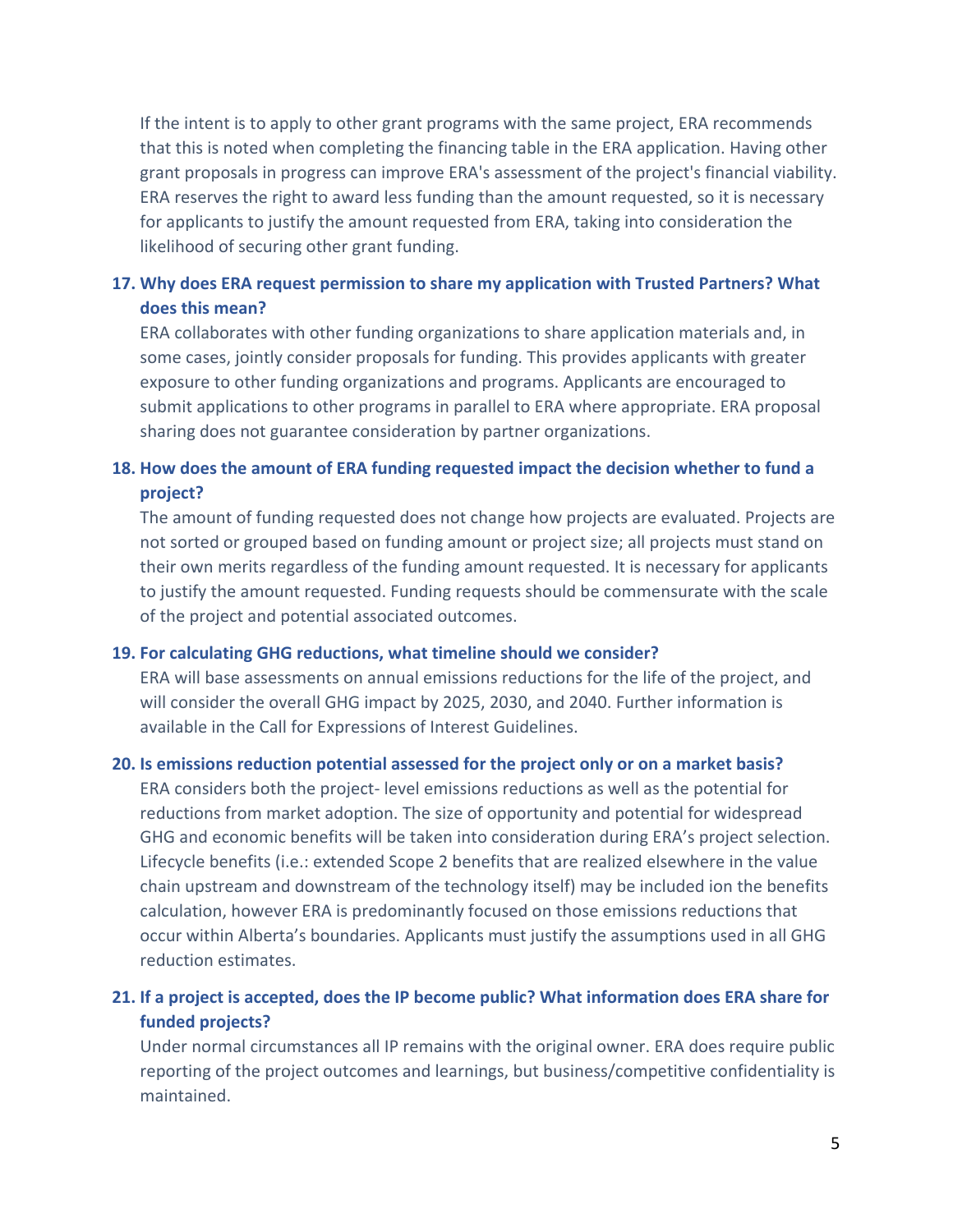If the intent is to apply to other grant programs with the same project, ERA recommends that this is noted when completing the financing table in the ERA application. Having other grant proposals in progress can improve ERA's assessment of the project's financial viability. ERA reserves the right to award less funding than the amount requested, so it is necessary for applicants to justify the amount requested from ERA, taking into consideration the likelihood of securing other grant funding.

**17. Why does ERA request permission to share my application with Trusted Partners? What does this mean?**

ERA collaborates with other funding organizations to share application materials and, in some cases, jointly consider proposals for funding. This provides applicants with greater exposure to other funding organizations and programs. Applicants are encouraged to submit applications to other programs in parallel to ERA where appropriate. ERA proposal sharing does not guarantee consideration by partner organizations.

**18. How does the amount of ERA funding requested impact the decision whether to fund a project?**

The amount of funding requested does not change how projects are evaluated. Projects are not sorted or grouped based on funding amount or project size; all projects must stand on their own merits regardless of the funding amount requested. It is necessary for applicants to justify the amount requested. Funding requests should be commensurate with the scale of the project and potential associated outcomes.

**19. For calculating GHG reductions, what timeline should we consider?**

ERA will base assessments on annual emissions reductions for the life of the project, and will consider the overall GHG impact by 2025, 2030, and 2040. Further information is available in the Call for Expressions of Interest Guidelines.

**20. Is emissions reduction potential assessed for the project only or on a market basis?**

ERA considers both the project- level emissions reductions as well as the potential for reductions from market adoption. The size of opportunity and potential for widespread GHG and economic benefits will be taken into consideration during ERA's project selection. Lifecycle benefits (i.e.: extended Scope 2 benefits that are realized elsewhere in the value chain upstream and downstream of the technology itself) may be included ion the benefits calculation, however ERA is predominantly focused on those emissions reductions that occur within Alberta's boundaries. Applicants must justify the assumptions used in all GHG reduction estimates.

**21. If a project is accepted, does the IP become public? What information does ERA share for funded projects?**

Under normal circumstances all IP remains with the original owner. ERA does require public reporting of the project outcomes and learnings, but business/competitive confidentiality is maintained.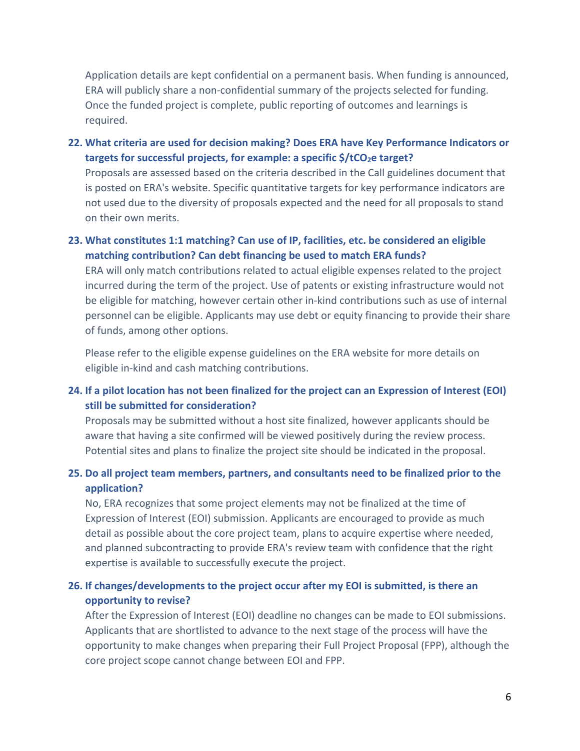Application details are kept confidential on a permanent basis. When funding is announced, ERA will publicly share a non-confidential summary of the projects selected for funding. Once the funded project is complete, public reporting of outcomes and learnings is required.

**22. What criteria are used for decision making? Does ERA have Key Performance Indicators or targets for successful projects, for example: a specific $/t$CO_2$e target?**

Proposals are assessed based on the criteria described in the Call guidelines document that is posted on ERA's website. Specific quantitative targets for key performance indicators are not used due to the diversity of proposals expected and the need for all proposals to stand on their own merits.

**23. What constitutes 1:1 matching? Can use of IP, facilities, etc. be considered an eligible matching contribution? Can debt financing be used to match ERA funds?**

ERA will only match contributions related to actual eligible expenses related to the project incurred during the term of the project. Use of patents or existing infrastructure would not be eligible for matching, however certain other in-kind contributions such as use of internal personnel can be eligible. Applicants may use debt or equity financing to provide their share of funds, among other options.

Please refer to the eligible expense guidelines on the ERA website for more details on eligible in-kind and cash matching contributions.

**24. If a pilot location has not been finalized for the project can an Expression of Interest (EOI) still be submitted for consideration?**

Proposals may be submitted without a host site finalized, however applicants should be aware that having a site confirmed will be viewed positively during the review process. Potential sites and plans to finalize the project site should be indicated in the proposal.

**25. Do all project team members, partners, and consultants need to be finalized prior to the application?**

No, ERA recognizes that some project elements may not be finalized at the time of Expression of Interest (EOI) submission. Applicants are encouraged to provide as much detail as possible about the core project team, plans to acquire expertise where needed, and planned subcontracting to provide ERA's review team with confidence that the right expertise is available to successfully execute the project.

**26. If changes/developments to the project occur after my EOI is submitted, is there an opportunity to revise?**

After the Expression of Interest (EOI) deadline no changes can be made to EOI submissions. Applicants that are shortlisted to advance to the next stage of the process will have the opportunity to make changes when preparing their Full Project Proposal (FPP), although the core project scope cannot change between EOI and FPP.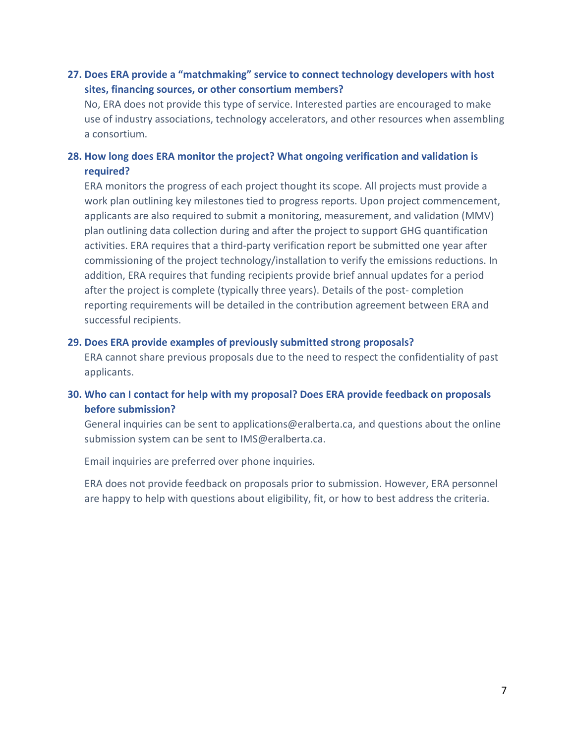**27. Does ERA provide a "matchmaking" service to connect technology developers with host sites, financing sources, or other consortium members?**

No, ERA does not provide this type of service. Interested parties are encouraged to make use of industry associations, technology accelerators, and other resources when assembling a consortium.

**28. How long does ERA monitor the project? What ongoing verification and validation is required?**

ERA monitors the progress of each project thought its scope. All projects must provide a work plan outlining key milestones tied to progress reports. Upon project commencement, applicants are also required to submit a monitoring, measurement, and validation (MMV) plan outlining data collection during and after the project to support GHG quantification activities. ERA requires that a third-party verification report be submitted one year after commissioning of the project technology/installation to verify the emissions reductions. In addition, ERA requires that funding recipients provide brief annual updates for a period after the project is complete (typically three years). Details of the post- completion reporting requirements will be detailed in the contribution agreement between ERA and successful recipients.

**29. Does ERA provide examples of previously submitted strong proposals?**

ERA cannot share previous proposals due to the need to respect the confidentiality of past applicants.

**30. Who can I contact for help with my proposal? Does ERA provide feedback on proposals before submission?**

General inquiries can be sent to applications@eralberta.ca, and questions about the online submission system can be sent to IMS@eralberta.ca.

Email inquiries are preferred over phone inquiries.

ERA does not provide feedback on proposals prior to submission. However, ERA personnel are happy to help with questions about eligibility, fit, or how to best address the criteria.